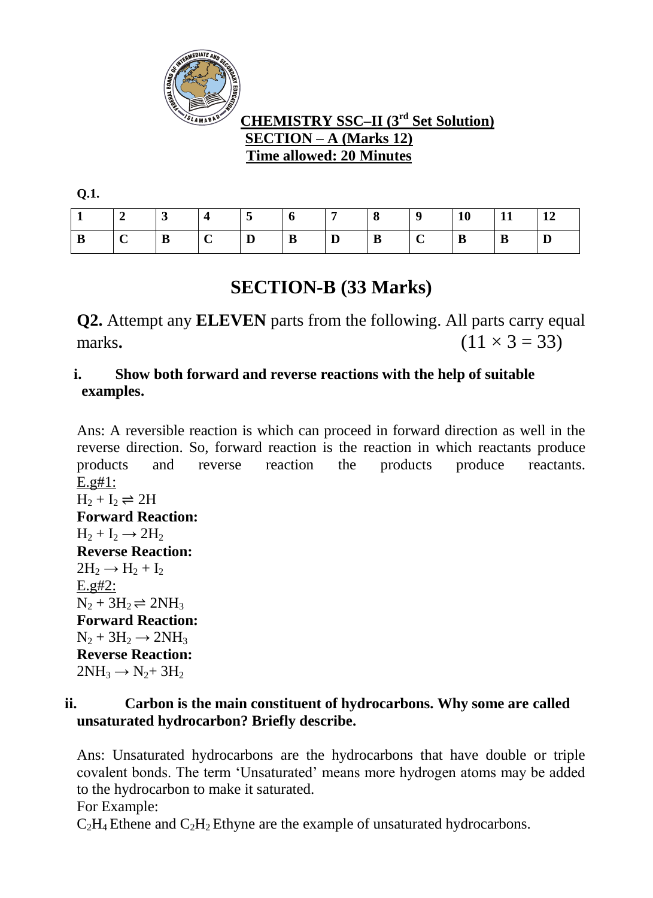# CHEMISTRY SSC–II (3rd Set Solution)

## SECTION – A (Marks 12)

**Time allowed: 20 Minutes**

**Q.1.**

| 1 | 2 | 3 | 4 | 5 | 6 | 7 | 8 | 9 | 10 | 11 | 12 |
|---|---|---|---|---|---|---|---|---|---|---|---|
| B | C | B | C | D | B | D | B | C | B | B | D |

## SECTION-B (33 Marks)

**Q2.** Attempt any **ELEVEN** parts from the following. All parts carry equal marks**.** $(11 \times 3 = 33)$

**i. Show both forward and reverse reactions with the help of suitable examples.**

Ans: A reversible reaction is which can proceed in forward direction as well in the reverse direction. So, forward reaction is the reaction in which reactants produce products and reverse reaction the products produce reactants.

E.g#1:

$H_2 + I_2 \rightleftharpoons 2H$

**Forward Reaction:**

$H_2 + I_2 \rightarrow 2H_2$

**Reverse Reaction:**

$2H_2 \rightarrow H_2 + I_2$

E.g#2:

$N_2 + 3H_2 \rightleftharpoons 2NH_3$

**Forward Reaction:**

$N_2 + 3H_2 \rightarrow 2NH_3$

**Reverse Reaction:**

$2NH_3 \rightarrow N_2 + 3H_2$

**ii. Carbon is the main constituent of hydrocarbons. Why some are called unsaturated hydrocarbon? Briefly describe.**

Ans: Unsaturated hydrocarbons are the hydrocarbons that have double or triple covalent bonds. The term 'Unsaturated' means more hydrogen atoms may be added to the hydrocarbon to make it saturated.

For Example:

$C_2H_4$ Ethene and $C_2H_2$ Ethyne are the example of unsaturated hydrocarbons.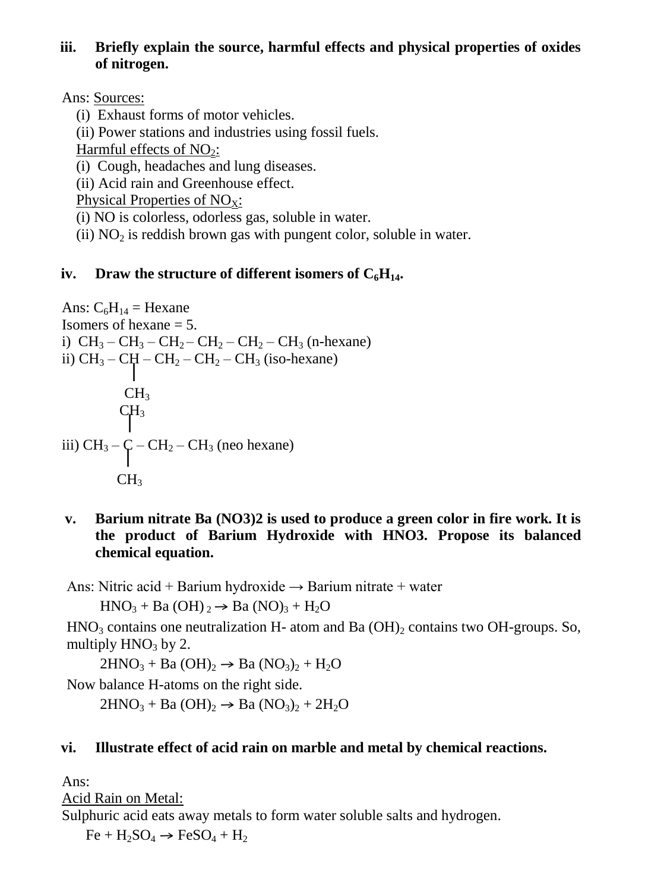**iii. Briefly explain the source, harmful effects and physical properties of oxides of nitrogen.**

Ans: Sources:

(i) Exhaust forms of motor vehicles.

(ii) Power stations and industries using fossil fuels.

Harmful effects of $NO_2$:

(i) Cough, headaches and lung diseases.

(ii) Acid rain and Greenhouse effect.

Physical Properties of $NO_X$:

(i) NO is colorless, odorless gas, soluble in water.

(ii) $NO_2$ is reddish brown gas with pungent color, soluble in water.

**iv. Draw the structure of different isomers of $C_6H_{14}$.**

Ans: $C_6H_{14}$ = Hexane

Isomers of hexane = 5.

i) $CH_3 – CH_3 – CH_2 – CH_2 – CH_2 – CH_3$ (n-hexane)

ii) $CH_3 – CH – CH_2 – CH_2 – CH_3$ (iso-hexane)

```
          |
         CH3
```

```
        CH3
         |
iii) CH3 – C – CH2 – CH3 (neo hexane)
         |
        CH3
```

**v. Barium nitrate Ba (NO3)2 is used to produce a green color in fire work. It is the product of Barium Hydroxide with HNO3. Propose its balanced chemical equation.**

Ans: Nitric acid + Barium hydroxide → Barium nitrate + water

$$HNO_3 + Ba(OH)_2 \rightarrow Ba(NO)_3 + H_2O$$

$HNO_3$ contains one neutralization H- atom and $Ba(OH)_2$ contains two OH-groups. So, multiply $HNO_3$ by 2.

$$2HNO_3 + Ba(OH)_2 \rightarrow Ba(NO_3)_2 + H_2O$$

Now balance H-atoms on the right side.

$$2HNO_3 + Ba(OH)_2 \rightarrow Ba(NO_3)_2 + 2H_2O$$

**vi. Illustrate effect of acid rain on marble and metal by chemical reactions.**

Ans:

Acid Rain on Metal:

Sulphuric acid eats away metals to form water soluble salts and hydrogen.

$$Fe + H_2SO_4 \rightarrow FeSO_4 + H_2$$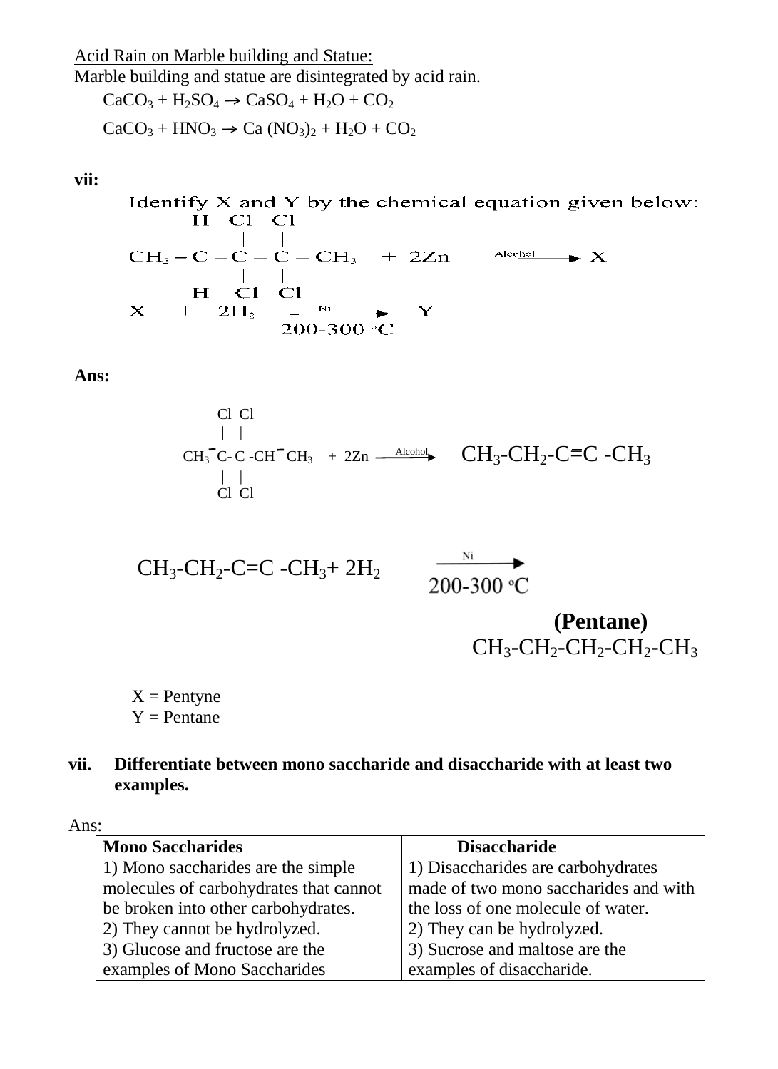Acid Rain on Marble building and Statue:

Marble building and statue are disintegrated by acid rain.

$$CaCO_3 + H_2SO_4 \rightarrow CaSO_4 + H_2O + CO_2$$

$$CaCO_3 + HNO_3 \rightarrow Ca(NO_3)_2 + H_2O + CO_2$$

**vii:**

Identify X and Y by the chemical equation given below:

```
        H   Cl  Cl
        |   |   |
CH3 – C – C – C – CH3   +  2Zn   --Alcohol-->  X
        |   |   |
        H   Cl  Cl
```

$$X + 2H_2 \xrightarrow[200\text{-}300\,^{o}C]{Ni} Y$$

**Ans:**

```
         Cl  Cl
         |   |
CH3 – C – C – CH – CH3   +  2Zn  --Alcohol-->   CH3-CH2-C≡C-CH3
         |   |
         Cl  Cl
```

$$CH_3\text{-}CH_2\text{-}C{\equiv}C\text{-}CH_3 + 2H_2 \xrightarrow[200\text{-}300\,^{o}C]{Ni} CH_3\text{-}CH_2\text{-}CH_2\text{-}CH_2\text{-}CH_3$$

**(Pentane)**

X = Pentyne
Y = Pentane

**vii. Differentiate between mono saccharide and disaccharide with at least two examples.**

Ans:

| **Mono Saccharides** | **Disaccharide** |
|---|---|
| 1) Mono saccharides are the simple molecules of carbohydrates that cannot be broken into other carbohydrates. | 1) Disaccharides are carbohydrates made of two mono saccharides and with the loss of one molecule of water. |
| 2) They cannot be hydrolyzed. | 2) They can be hydrolyzed. |
| 3) Glucose and fructose are the examples of Mono Saccharides | 3) Sucrose and maltose are the examples of disaccharide. |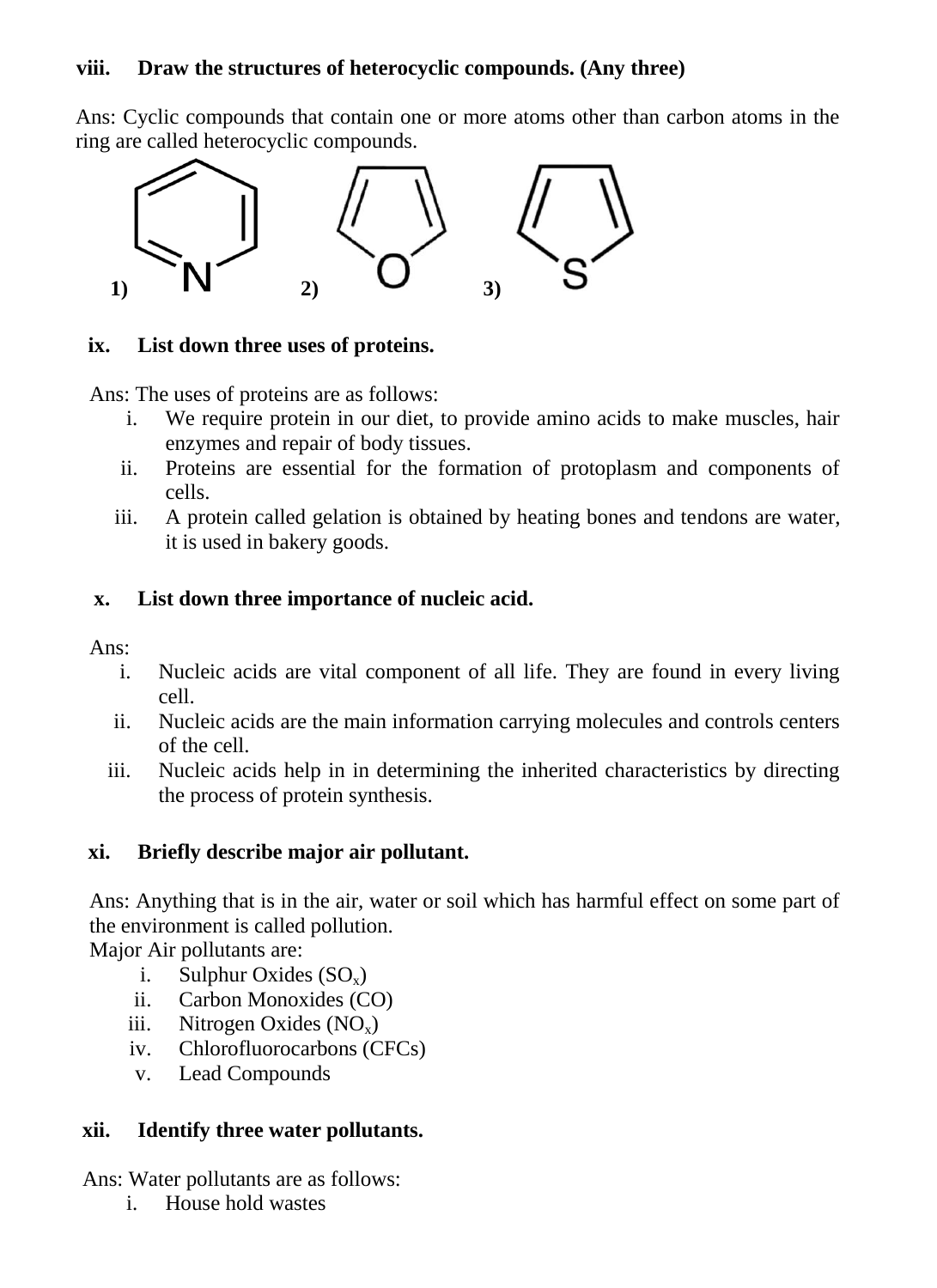**viii. Draw the structures of heterocyclic compounds. (Any three)**

Ans: Cyclic compounds that contain one or more atoms other than carbon atoms in the ring are called heterocyclic compounds.

1) N   2) O   3) S

**ix. List down three uses of proteins.**

Ans: The uses of proteins are as follows:

i. We require protein in our diet, to provide amino acids to make muscles, hair enzymes and repair of body tissues.
ii. Proteins are essential for the formation of protoplasm and components of cells.
iii. A protein called gelation is obtained by heating bones and tendons are water, it is used in bakery goods.

**x. List down three importance of nucleic acid.**

Ans:

i. Nucleic acids are vital component of all life. They are found in every living cell.
ii. Nucleic acids are the main information carrying molecules and controls centers of the cell.
iii. Nucleic acids help in in determining the inherited characteristics by directing the process of protein synthesis.

**xi. Briefly describe major air pollutant.**

Ans: Anything that is in the air, water or soil which has harmful effect on some part of the environment is called pollution.

Major Air pollutants are:

i. Sulphur Oxides ($SO_x$)
ii. Carbon Monoxides (CO)
iii. Nitrogen Oxides ($NO_x$)
iv. Chlorofluorocarbons (CFCs)
v. Lead Compounds

**xii. Identify three water pollutants.**

Ans: Water pollutants are as follows:

i. House hold wastes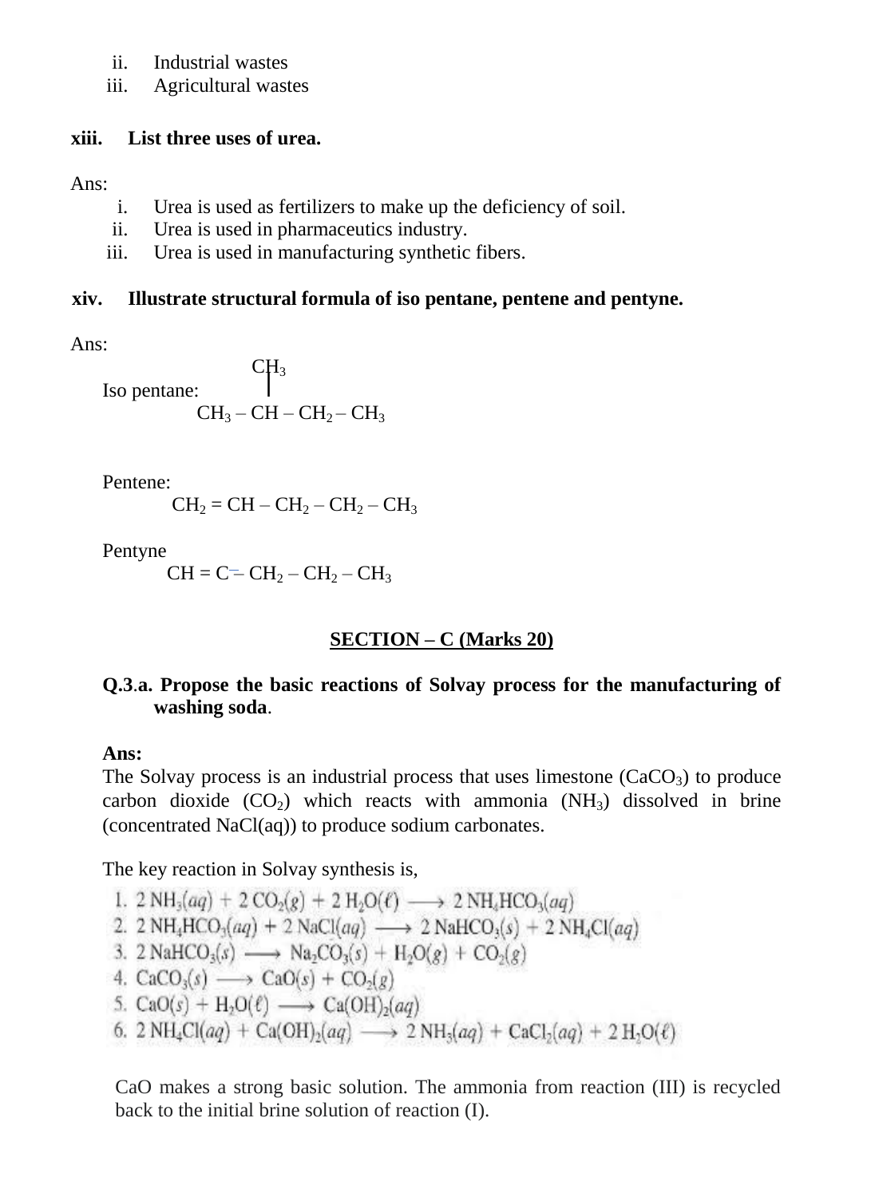ii. Industrial wastes
iii. Agricultural wastes

**xiii. List three uses of urea.**

Ans:

i. Urea is used as fertilizers to make up the deficiency of soil.
ii. Urea is used in pharmaceutics industry.
iii. Urea is used in manufacturing synthetic fibers.

**xiv. Illustrate structural formula of iso pentane, pentene and pentyne.**

Ans:

Iso pentane:

$$
\begin{array}{c}
\phantom{CH_3 - }CH_3\phantom{ - CH_2 - CH_3} \\
\phantom{CH_3 - }|\phantom{ - CH_2 - CH_3} \\
CH_3 - CH - CH_2 - CH_3
\end{array}
$$

Pentene:

$$CH_2 = CH - CH_2 - CH_2 - CH_3$$

Pentyne

$$CH \equiv C - CH_2 - CH_2 - CH_3$$

## SECTION – C (Marks 20)

**Q.3.a. Propose the basic reactions of Solvay process for the manufacturing of washing soda.**

**Ans:**

The Solvay process is an industrial process that uses limestone ($CaCO_3$) to produce carbon dioxide ($CO_2$) which reacts with ammonia ($NH_3$) dissolved in brine (concentrated NaCl(aq)) to produce sodium carbonates.

The key reaction in Solvay synthesis is,

1. $2\,NH_3(aq) + 2\,CO_2(g) + 2\,H_2O(\ell) \longrightarrow 2\,NH_4HCO_3(aq)$
2. $2\,NH_4HCO_3(aq) + 2\,NaCl(aq) \longrightarrow 2\,NaHCO_3(s) + 2\,NH_4Cl(aq)$
3. $2\,NaHCO_3(s) \longrightarrow Na_2CO_3(s) + H_2O(g) + CO_2(g)$
4. $CaCO_3(s) \longrightarrow CaO(s) + CO_2(g)$
5. $CaO(s) + H_2O(\ell) \longrightarrow Ca(OH)_2(aq)$
6. $2\,NH_4Cl(aq) + Ca(OH)_2(aq) \longrightarrow 2\,NH_3(aq) + CaCl_2(aq) + 2\,H_2O(\ell)$

CaO makes a strong basic solution. The ammonia from reaction (III) is recycled back to the initial brine solution of reaction (I).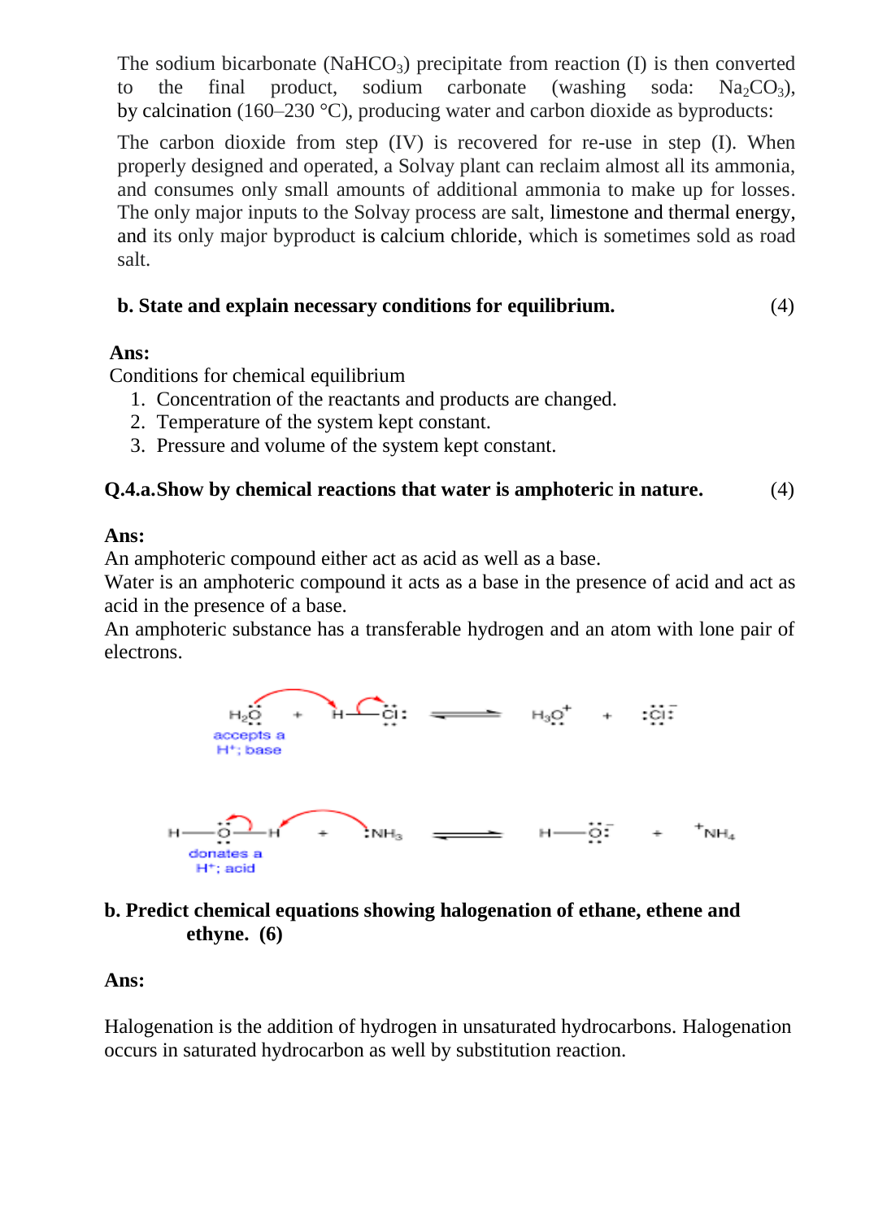The sodium bicarbonate ($NaHCO_3$) precipitate from reaction (I) is then converted to the final product, sodium carbonate (washing soda: $Na_2CO_3$), by calcination (160–230 °C), producing water and carbon dioxide as byproducts:

The carbon dioxide from step (IV) is recovered for re-use in step (I). When properly designed and operated, a Solvay plant can reclaim almost all its ammonia, and consumes only small amounts of additional ammonia to make up for losses. The only major inputs to the Solvay process are salt, limestone and thermal energy, and its only major byproduct is calcium chloride, which is sometimes sold as road salt.

**b. State and explain necessary conditions for equilibrium.** (4)

**Ans:**

Conditions for chemical equilibrium

1. Concentration of the reactants and products are changed.
2. Temperature of the system kept constant.
3. Pressure and volume of the system kept constant.

**Q.4.a.Show by chemical reactions that water is amphoteric in nature.** (4)

**Ans:**

An amphoteric compound either act as acid as well as a base.

Water is an amphoteric compound it acts as a base in the presence of acid and act as acid in the presence of a base.

An amphoteric substance has a transferable hydrogen and an atom with lone pair of electrons.

$$H_2O + H-Cl \rightleftharpoons H_3O^+ + Cl^-$$

$H_2O$ accepts a $H^+$; base

$$H-O-H + NH_3 \rightleftharpoons H-O^- + NH_4^+$$

$H_2O$ donates a $H^+$; acid

**b. Predict chemical equations showing halogenation of ethane, ethene and ethyne. (6)**

**Ans:**

Halogenation is the addition of hydrogen in unsaturated hydrocarbons. Halogenation occurs in saturated hydrocarbon as well by substitution reaction.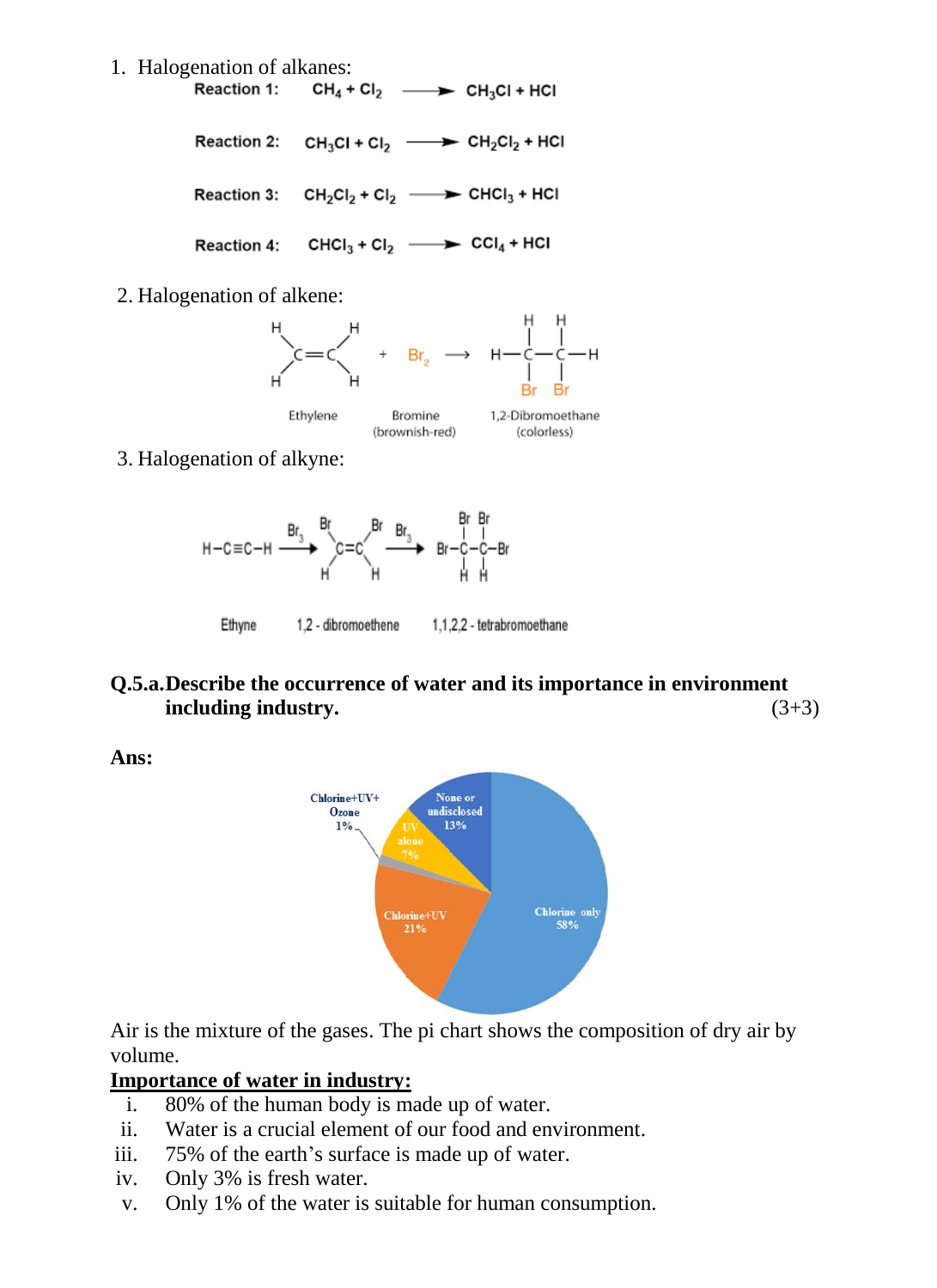1. Halogenation of alkanes:

Reaction 1: $CH_4 + Cl_2 \longrightarrow CH_3Cl + HCl$

Reaction 2: $CH_3Cl + Cl_2 \longrightarrow CH_2Cl_2 + HCl$

Reaction 3: $CH_2Cl_2 + Cl_2 \longrightarrow CHCl_3 + HCl$

Reaction 4: $CHCl_3 + Cl_2 \longrightarrow CCl_4 + HCl$

2. Halogenation of alkene:

$$H_2C{=}CH_2 + Br_2 \longrightarrow H{-}CH(Br){-}CH(Br){-}H$$

Ethylene + Bromine (brownish-red) → 1,2-Dibromoethane (colorless)

3. Halogenation of alkyne:

$$H{-}C{\equiv}C{-}H \xrightarrow{Br_2} BrHC{=}CHBr \xrightarrow{Br_2} Br_2HC{-}CHBr_2$$

Ethyne → 1,2 - dibromoethene → 1,1,2,2 - tetrabromoethane

**Q.5.a. Describe the occurrence of water and its importance in environment including industry.** (3+3)

**Ans:**

Chlorine only 58%; Chlorine+UV 21%; None or undisclosed 13%; UV alone 7%; Chlorine+UV+Ozone 1%

Air is the mixture of the gases. The pi chart shows the composition of dry air by volume.

**Importance of water in industry:**

i. 80% of the human body is made up of water.
ii. Water is a crucial element of our food and environment.
iii. 75% of the earth's surface is made up of water.
iv. Only 3% is fresh water.
v. Only 1% of the water is suitable for human consumption.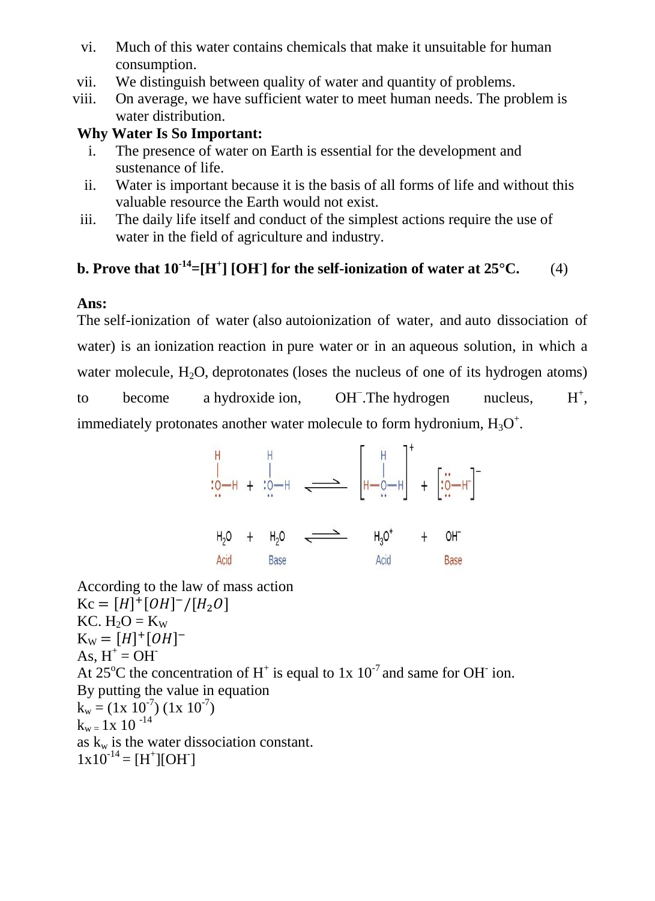vi. Much of this water contains chemicals that make it unsuitable for human consumption.

vii. We distinguish between quality of water and quantity of problems.

viii. On average, we have sufficient water to meet human needs. The problem is water distribution.

**Why Water Is So Important:**

i. The presence of water on Earth is essential for the development and sustenance of life.

ii. Water is important because it is the basis of all forms of life and without this valuable resource the Earth would not exist.

iii. The daily life itself and conduct of the simplest actions require the use of water in the field of agriculture and industry.

**b. Prove that $10^{-14}$=[$H^+$] [$OH^-$] for the self-ionization of water at 25°C.** (4)

**Ans:**

The self-ionization of water (also autoionization of water, and auto dissociation of water) is an ionization reaction in pure water or in an aqueous solution, in which a water molecule, $H_2O$, deprotonates (loses the nucleus of one of its hydrogen atoms) to become a hydroxide ion, $OH^-$.The hydrogen nucleus, $H^+$, immediately protonates another water molecule to form hydronium, $H_3O^+$.

$$H_2O + H_2O \rightleftharpoons H_3O^+ + OH^-$$

Acid Base Acid Base

According to the law of mass action

$K_c = [H]^+[OH]^-/[H_2O]$

$K_C . H_2O = K_W$

$K_W = [H]^+[OH]^-$

As, $H^+ = OH^-$

At 25°C the concentration of $H^+$ is equal to $1x\ 10^{-7}$ and same for $OH^-$ ion.

By putting the value in equation

$k_w = (1x\ 10^{-7})\ (1x\ 10^{-7})$

$k_w = 1x\ 10^{-14}$

as $k_w$ is the water dissociation constant.

$1x10^{-14} = [H^+][OH^-]$